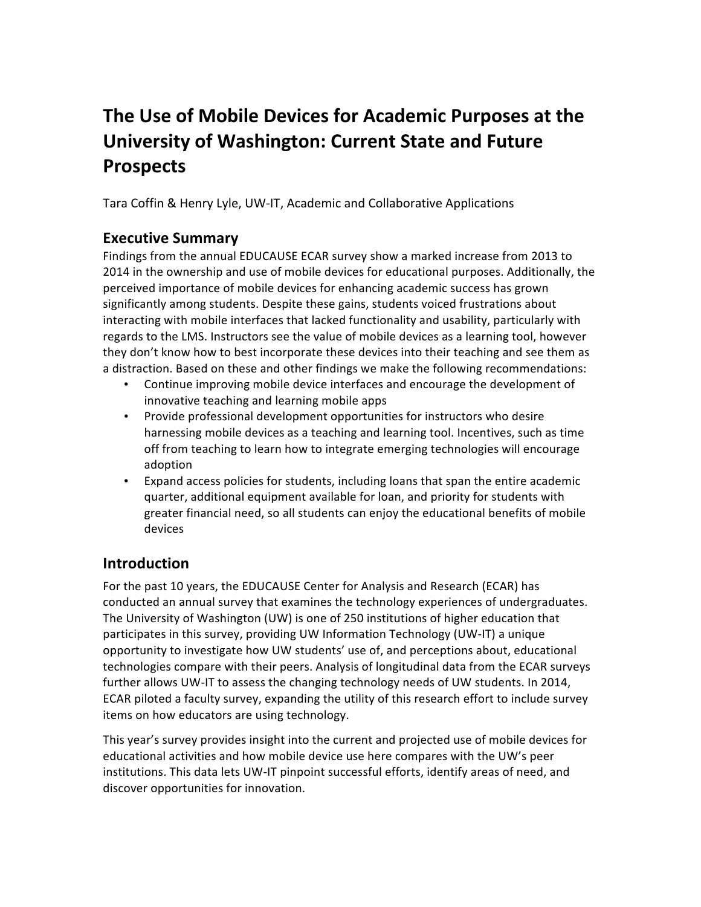# The Use of Mobile Devices for Academic Purposes at the University of Washington: Current State and Future Prospects

Tara Coffin & Henry Lyle, UW-IT, Academic and Collaborative Applications

## Executive Summary

Findings from the annual EDUCAUSE ECAR survey show a marked increase from 2013 to 2014 in the ownership and use of mobile devices for educational purposes. Additionally, the perceived importance of mobile devices for enhancing academic success has grown significantly among students. Despite these gains, students voiced frustrations about interacting with mobile interfaces that lacked functionality and usability, particularly with regards to the LMS. Instructors see the value of mobile devices as a learning tool, however they don't know how to best incorporate these devices into their teaching and see them as a distraction. Based on these and other findings we make the following recommendations:

- Continue improving mobile device interfaces and encourage the development of innovative teaching and learning mobile apps
- Provide professional development opportunities for instructors who desire harnessing mobile devices as a teaching and learning tool. Incentives, such as time off from teaching to learn how to integrate emerging technologies will encourage adoption
- Expand access policies for students, including loans that span the entire academic quarter, additional equipment available for loan, and priority for students with greater financial need, so all students can enjoy the educational benefits of mobile devices

## Introduction

For the past 10 years, the EDUCAUSE Center for Analysis and Research (ECAR) has conducted an annual survey that examines the technology experiences of undergraduates. The University of Washington (UW) is one of 250 institutions of higher education that participates in this survey, providing UW Information Technology (UW-IT) a unique opportunity to investigate how UW students' use of, and perceptions about, educational technologies compare with their peers. Analysis of longitudinal data from the ECAR surveys further allows UW-IT to assess the changing technology needs of UW students. In 2014, ECAR piloted a faculty survey, expanding the utility of this research effort to include survey items on how educators are using technology.

This year's survey provides insight into the current and projected use of mobile devices for educational activities and how mobile device use here compares with the UW's peer institutions. This data lets UW-IT pinpoint successful efforts, identify areas of need, and discover opportunities for innovation.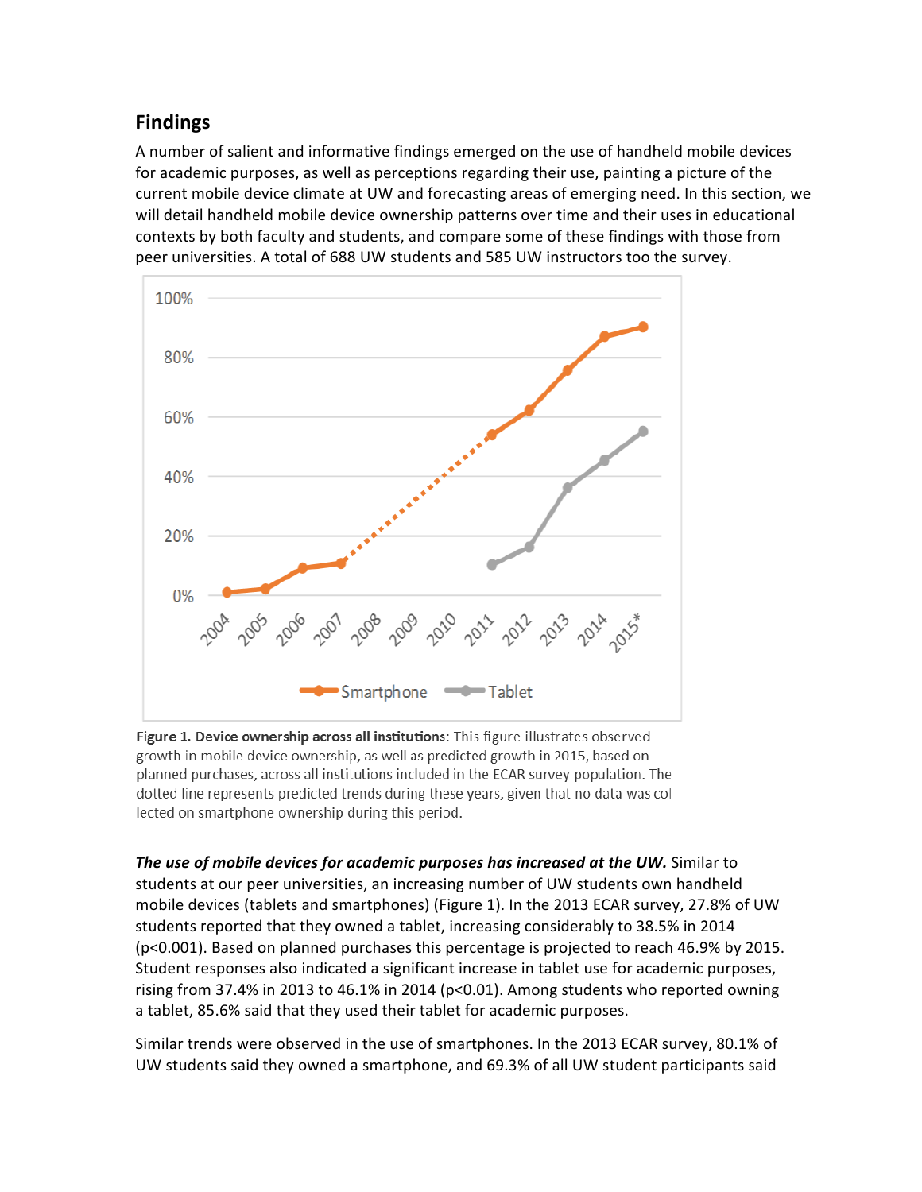## Findings

A number of salient and informative findings emerged on the use of handheld mobile devices for academic purposes, as well as perceptions regarding their use, painting a picture of the current mobile device climate at UW and forecasting areas of emerging need. In this section, we will detail handheld mobile device ownership patterns over time and their uses in educational contexts by both faculty and students, and compare some of these findings with those from peer universities. A total of 688 UW students and 585 UW instructors too the survey.

**Figure 1. Device ownership across all institutions**: This figure illustrates observed growth in mobile device ownership, as well as predicted growth in 2015, based on planned purchases, across all institutions included in the ECAR survey population. The dotted line represents predicted trends during these years, given that no data was collected on smartphone ownership during this period.

***The use of mobile devices for academic purposes has increased at the UW.*** Similar to students at our peer universities, an increasing number of UW students own handheld mobile devices (tablets and smartphones) (Figure 1). In the 2013 ECAR survey, 27.8% of UW students reported that they owned a tablet, increasing considerably to 38.5% in 2014 ($p<0.001$). Based on planned purchases this percentage is projected to reach 46.9% by 2015. Student responses also indicated a significant increase in tablet use for academic purposes, rising from 37.4% in 2013 to 46.1% in 2014 ($p<0.01$). Among students who reported owning a tablet, 85.6% said that they used their tablet for academic purposes.

Similar trends were observed in the use of smartphones. In the 2013 ECAR survey, 80.1% of UW students said they owned a smartphone, and 69.3% of all UW student participants said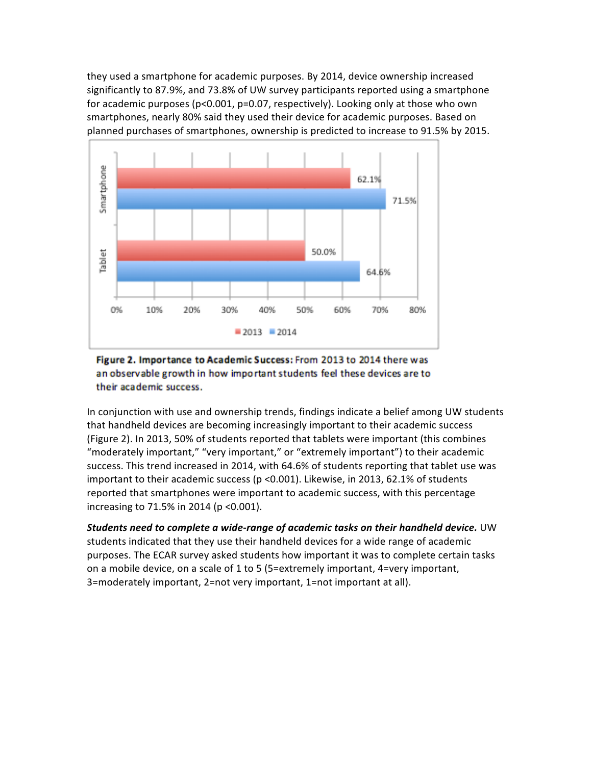they used a smartphone for academic purposes. By 2014, device ownership increased significantly to 87.9%, and 73.8% of UW survey participants reported using a smartphone for academic purposes ($p<0.001$, $p=0.07$, respectively). Looking only at those who own smartphones, nearly 80% said they used their device for academic purposes. Based on planned purchases of smartphones, ownership is predicted to increase to 91.5% by 2015.

**Figure 2. Importance to Academic Success:** From 2013 to 2014 there was an observable growth in how important students feel these devices are to their academic success.

In conjunction with use and ownership trends, findings indicate a belief among UW students that handheld devices are becoming increasingly important to their academic success (Figure 2). In 2013, 50% of students reported that tablets were important (this combines "moderately important," "very important," or "extremely important") to their academic success. This trend increased in 2014, with 64.6% of students reporting that tablet use was important to their academic success ($p <0.001$). Likewise, in 2013, 62.1% of students reported that smartphones were important to academic success, with this percentage increasing to 71.5% in 2014 ($p <0.001$).

***Students need to complete a wide-range of academic tasks on their handheld device.*** UW students indicated that they use their handheld devices for a wide range of academic purposes. The ECAR survey asked students how important it was to complete certain tasks on a mobile device, on a scale of 1 to 5 (5=extremely important, 4=very important, 3=moderately important, 2=not very important, 1=not important at all).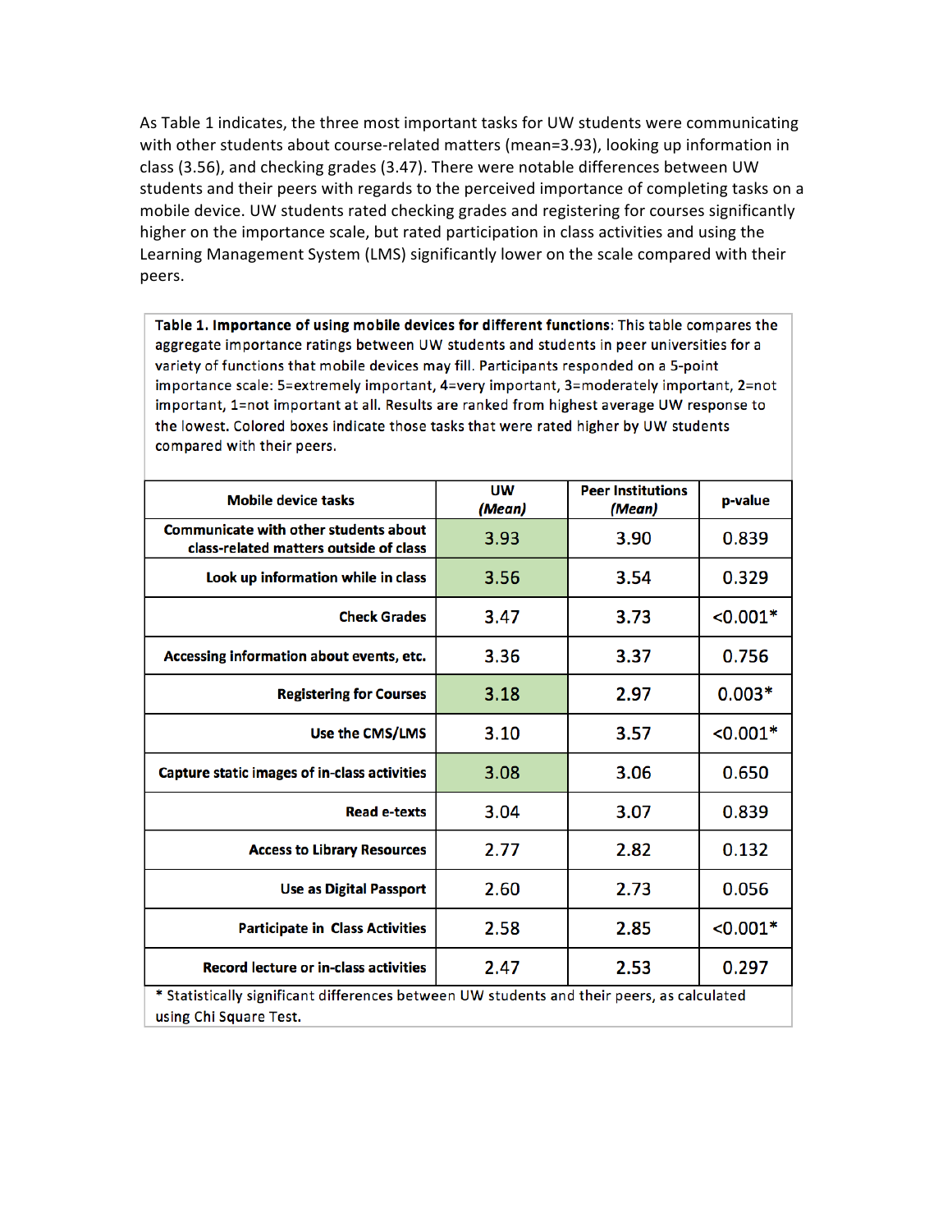As Table 1 indicates, the three most important tasks for UW students were communicating with other students about course-related matters (mean=3.93), looking up information in class (3.56), and checking grades (3.47). There were notable differences between UW students and their peers with regards to the perceived importance of completing tasks on a mobile device. UW students rated checking grades and registering for courses significantly higher on the importance scale, but rated participation in class activities and using the Learning Management System (LMS) significantly lower on the scale compared with their peers.

**Table 1. Importance of using mobile devices for different functions**: This table compares the aggregate importance ratings between UW students and students in peer universities for a variety of functions that mobile devices may fill. Participants responded on a 5-point importance scale: 5=extremely important, 4=very important, 3=moderately important, 2=not important, 1=not important at all. Results are ranked from highest average UW response to the lowest. Colored boxes indicate those tasks that were rated higher by UW students compared with their peers.

| Mobile device tasks | UW *(Mean)* | Peer Institutions *(Mean)* | p-value |
|---|---|---|---|
| Communicate with other students about class-related matters outside of class | 3.93 | 3.90 | 0.839 |
| Look up information while in class | 3.56 | 3.54 | 0.329 |
| Check Grades | 3.47 | 3.73 | <0.001* |
| Accessing information about events, etc. | 3.36 | 3.37 | 0.756 |
| Registering for Courses | 3.18 | 2.97 | 0.003* |
| Use the CMS/LMS | 3.10 | 3.57 | <0.001* |
| Capture static images of in-class activities | 3.08 | 3.06 | 0.650 |
| Read e-texts | 3.04 | 3.07 | 0.839 |
| Access to Library Resources | 2.77 | 2.82 | 0.132 |
| Use as Digital Passport | 2.60 | 2.73 | 0.056 |
| Participate in Class Activities | 2.58 | 2.85 | <0.001* |
| Record lecture or in-class activities | 2.47 | 2.53 | 0.297 |

\* Statistically significant differences between UW students and their peers, as calculated using Chi Square Test.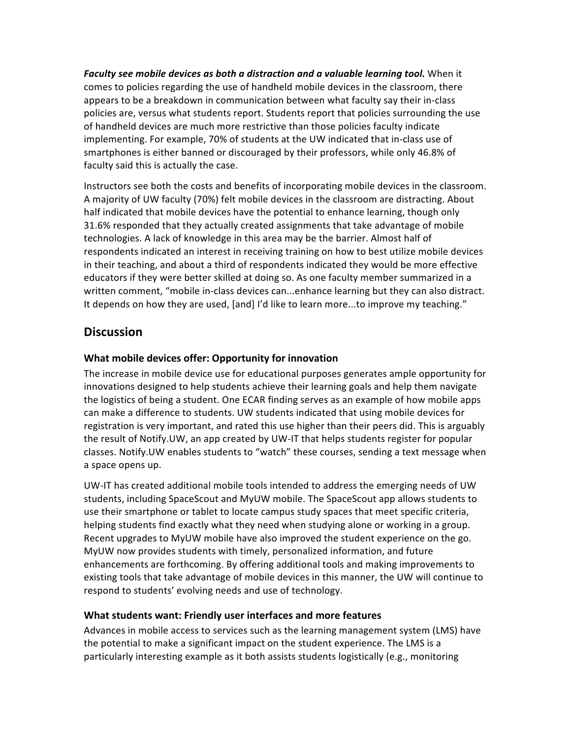***Faculty see mobile devices as both a distraction and a valuable learning tool.*** When it comes to policies regarding the use of handheld mobile devices in the classroom, there appears to be a breakdown in communication between what faculty say their in-class policies are, versus what students report. Students report that policies surrounding the use of handheld devices are much more restrictive than those policies faculty indicate implementing. For example, 70% of students at the UW indicated that in-class use of smartphones is either banned or discouraged by their professors, while only 46.8% of faculty said this is actually the case.

Instructors see both the costs and benefits of incorporating mobile devices in the classroom. A majority of UW faculty (70%) felt mobile devices in the classroom are distracting. About half indicated that mobile devices have the potential to enhance learning, though only 31.6% responded that they actually created assignments that take advantage of mobile technologies. A lack of knowledge in this area may be the barrier. Almost half of respondents indicated an interest in receiving training on how to best utilize mobile devices in their teaching, and about a third of respondents indicated they would be more effective educators if they were better skilled at doing so. As one faculty member summarized in a written comment, "mobile in-class devices can...enhance learning but they can also distract. It depends on how they are used, [and] I'd like to learn more...to improve my teaching."

## Discussion

### What mobile devices offer: Opportunity for innovation

The increase in mobile device use for educational purposes generates ample opportunity for innovations designed to help students achieve their learning goals and help them navigate the logistics of being a student. One ECAR finding serves as an example of how mobile apps can make a difference to students. UW students indicated that using mobile devices for registration is very important, and rated this use higher than their peers did. This is arguably the result of Notify.UW, an app created by UW-IT that helps students register for popular classes. Notify.UW enables students to "watch" these courses, sending a text message when a space opens up.

UW-IT has created additional mobile tools intended to address the emerging needs of UW students, including SpaceScout and MyUW mobile. The SpaceScout app allows students to use their smartphone or tablet to locate campus study spaces that meet specific criteria, helping students find exactly what they need when studying alone or working in a group. Recent upgrades to MyUW mobile have also improved the student experience on the go. MyUW now provides students with timely, personalized information, and future enhancements are forthcoming. By offering additional tools and making improvements to existing tools that take advantage of mobile devices in this manner, the UW will continue to respond to students' evolving needs and use of technology.

### What students want: Friendly user interfaces and more features

Advances in mobile access to services such as the learning management system (LMS) have the potential to make a significant impact on the student experience. The LMS is a particularly interesting example as it both assists students logistically (e.g., monitoring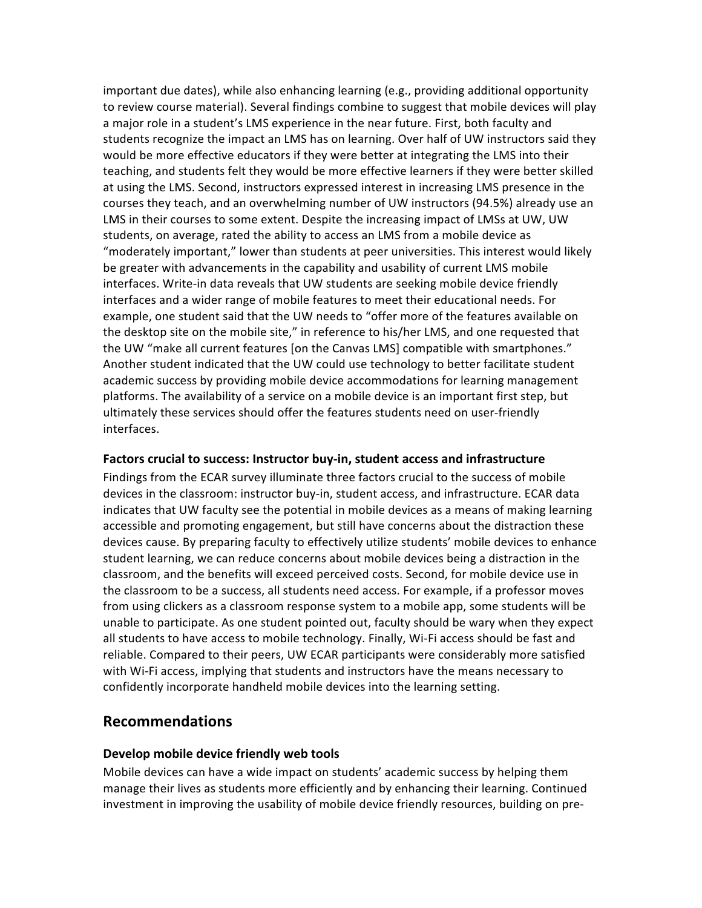important due dates), while also enhancing learning (e.g., providing additional opportunity to review course material). Several findings combine to suggest that mobile devices will play a major role in a student's LMS experience in the near future. First, both faculty and students recognize the impact an LMS has on learning. Over half of UW instructors said they would be more effective educators if they were better at integrating the LMS into their teaching, and students felt they would be more effective learners if they were better skilled at using the LMS. Second, instructors expressed interest in increasing LMS presence in the courses they teach, and an overwhelming number of UW instructors (94.5%) already use an LMS in their courses to some extent. Despite the increasing impact of LMSs at UW, UW students, on average, rated the ability to access an LMS from a mobile device as "moderately important," lower than students at peer universities. This interest would likely be greater with advancements in the capability and usability of current LMS mobile interfaces. Write-in data reveals that UW students are seeking mobile device friendly interfaces and a wider range of mobile features to meet their educational needs. For example, one student said that the UW needs to "offer more of the features available on the desktop site on the mobile site," in reference to his/her LMS, and one requested that the UW "make all current features [on the Canvas LMS] compatible with smartphones." Another student indicated that the UW could use technology to better facilitate student academic success by providing mobile device accommodations for learning management platforms. The availability of a service on a mobile device is an important first step, but ultimately these services should offer the features students need on user-friendly interfaces.

### Factors crucial to success: Instructor buy-in, student access and infrastructure

Findings from the ECAR survey illuminate three factors crucial to the success of mobile devices in the classroom: instructor buy-in, student access, and infrastructure. ECAR data indicates that UW faculty see the potential in mobile devices as a means of making learning accessible and promoting engagement, but still have concerns about the distraction these devices cause. By preparing faculty to effectively utilize students' mobile devices to enhance student learning, we can reduce concerns about mobile devices being a distraction in the classroom, and the benefits will exceed perceived costs. Second, for mobile device use in the classroom to be a success, all students need access. For example, if a professor moves from using clickers as a classroom response system to a mobile app, some students will be unable to participate. As one student pointed out, faculty should be wary when they expect all students to have access to mobile technology. Finally, Wi-Fi access should be fast and reliable. Compared to their peers, UW ECAR participants were considerably more satisfied with Wi-Fi access, implying that students and instructors have the means necessary to confidently incorporate handheld mobile devices into the learning setting.

## Recommendations

### Develop mobile device friendly web tools

Mobile devices can have a wide impact on students' academic success by helping them manage their lives as students more efficiently and by enhancing their learning. Continued investment in improving the usability of mobile device friendly resources, building on pre-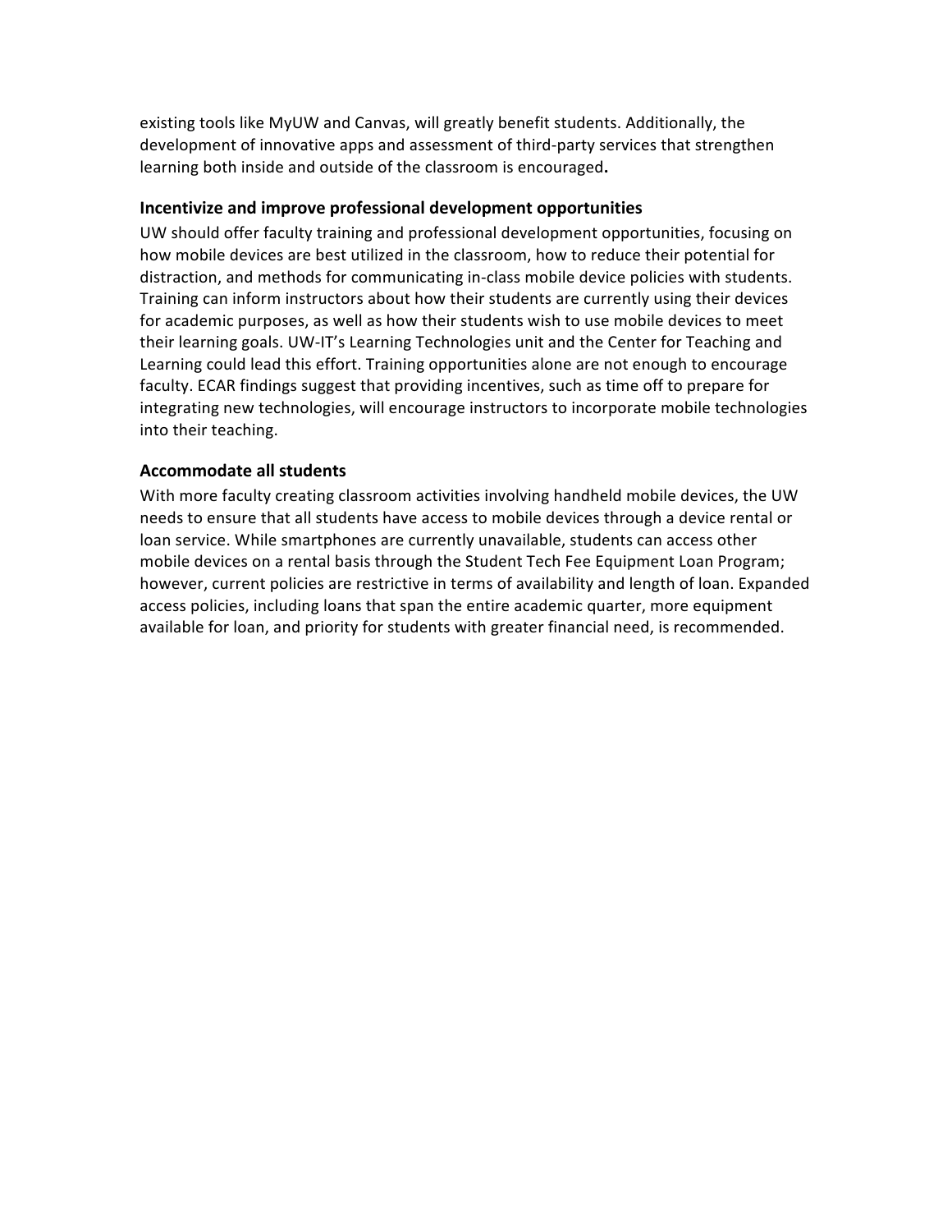existing tools like MyUW and Canvas, will greatly benefit students. Additionally, the development of innovative apps and assessment of third-party services that strengthen learning both inside and outside of the classroom is encouraged**.**

### Incentivize and improve professional development opportunities

UW should offer faculty training and professional development opportunities, focusing on how mobile devices are best utilized in the classroom, how to reduce their potential for distraction, and methods for communicating in-class mobile device policies with students. Training can inform instructors about how their students are currently using their devices for academic purposes, as well as how their students wish to use mobile devices to meet their learning goals. UW-IT's Learning Technologies unit and the Center for Teaching and Learning could lead this effort. Training opportunities alone are not enough to encourage faculty. ECAR findings suggest that providing incentives, such as time off to prepare for integrating new technologies, will encourage instructors to incorporate mobile technologies into their teaching.

### Accommodate all students

With more faculty creating classroom activities involving handheld mobile devices, the UW needs to ensure that all students have access to mobile devices through a device rental or loan service. While smartphones are currently unavailable, students can access other mobile devices on a rental basis through the Student Tech Fee Equipment Loan Program; however, current policies are restrictive in terms of availability and length of loan. Expanded access policies, including loans that span the entire academic quarter, more equipment available for loan, and priority for students with greater financial need, is recommended.